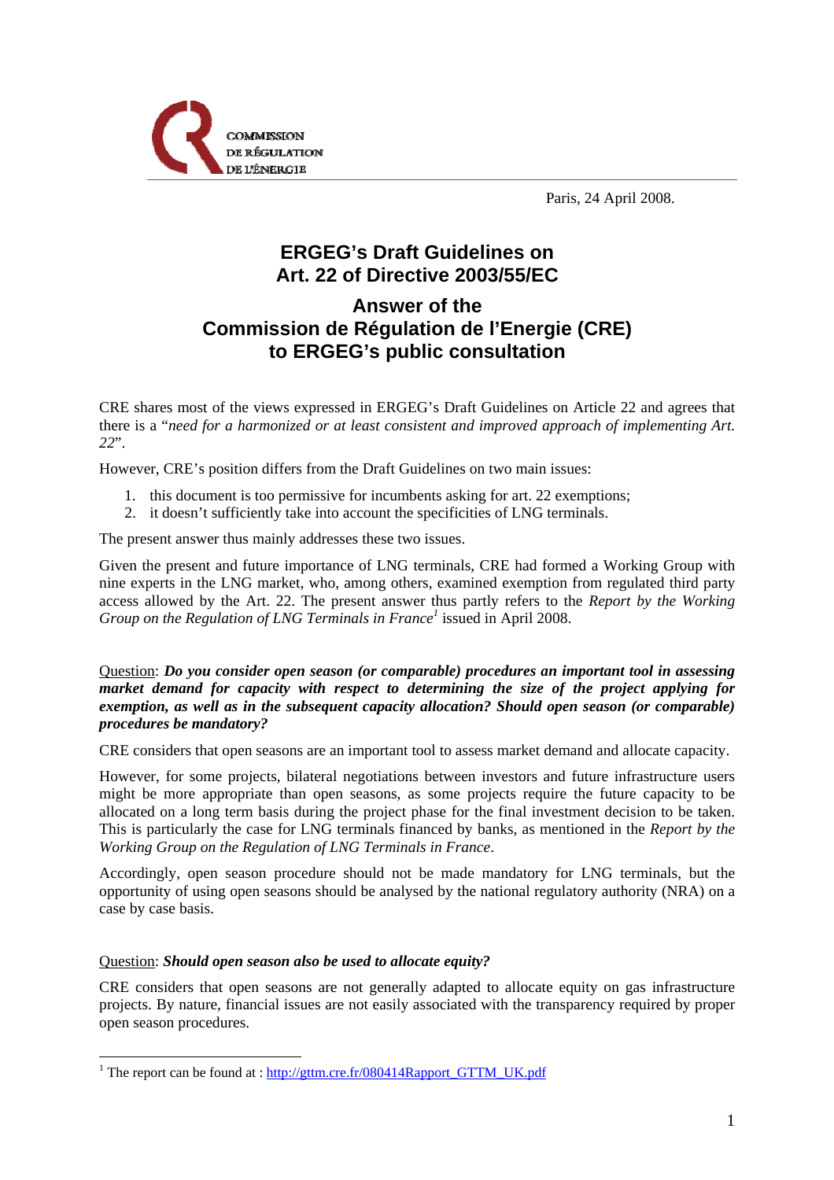COMMISSION DE RÉGULATION DE L'ÉNERGIE

Paris, 24 April 2008.

# ERGEG's Draft Guidelines on Art. 22 of Directive 2003/55/EC

## Answer of the Commission de Régulation de l'Energie (CRE) to ERGEG's public consultation

CRE shares most of the views expressed in ERGEG's Draft Guidelines on Article 22 and agrees that there is a "*need for a harmonized or at least consistent and improved approach of implementing Art. 22*".

However, CRE's position differs from the Draft Guidelines on two main issues:

1. this document is too permissive for incumbents asking for art. 22 exemptions;
2. it doesn't sufficiently take into account the specificities of LNG terminals.

The present answer thus mainly addresses these two issues.

Given the present and future importance of LNG terminals, CRE had formed a Working Group with nine experts in the LNG market, who, among others, examined exemption from regulated third party access allowed by the Art. 22. The present answer thus partly refers to the *Report by the Working Group on the Regulation of LNG Terminals in France*[1] issued in April 2008.

Question: ***Do you consider open season (or comparable) procedures an important tool in assessing market demand for capacity with respect to determining the size of the project applying for exemption, as well as in the subsequent capacity allocation? Should open season (or comparable) procedures be mandatory?***

CRE considers that open seasons are an important tool to assess market demand and allocate capacity.

However, for some projects, bilateral negotiations between investors and future infrastructure users might be more appropriate than open seasons, as some projects require the future capacity to be allocated on a long term basis during the project phase for the final investment decision to be taken. This is particularly the case for LNG terminals financed by banks, as mentioned in the *Report by the Working Group on the Regulation of LNG Terminals in France*.

Accordingly, open season procedure should not be made mandatory for LNG terminals, but the opportunity of using open seasons should be analysed by the national regulatory authority (NRA) on a case by case basis.

Question: ***Should open season also be used to allocate equity?***

CRE considers that open seasons are not generally adapted to allocate equity on gas infrastructure projects. By nature, financial issues are not easily associated with the transparency required by proper open season procedures.

[1] The report can be found at : http://gttm.cre.fr/080414Rapport_GTTM_UK.pdf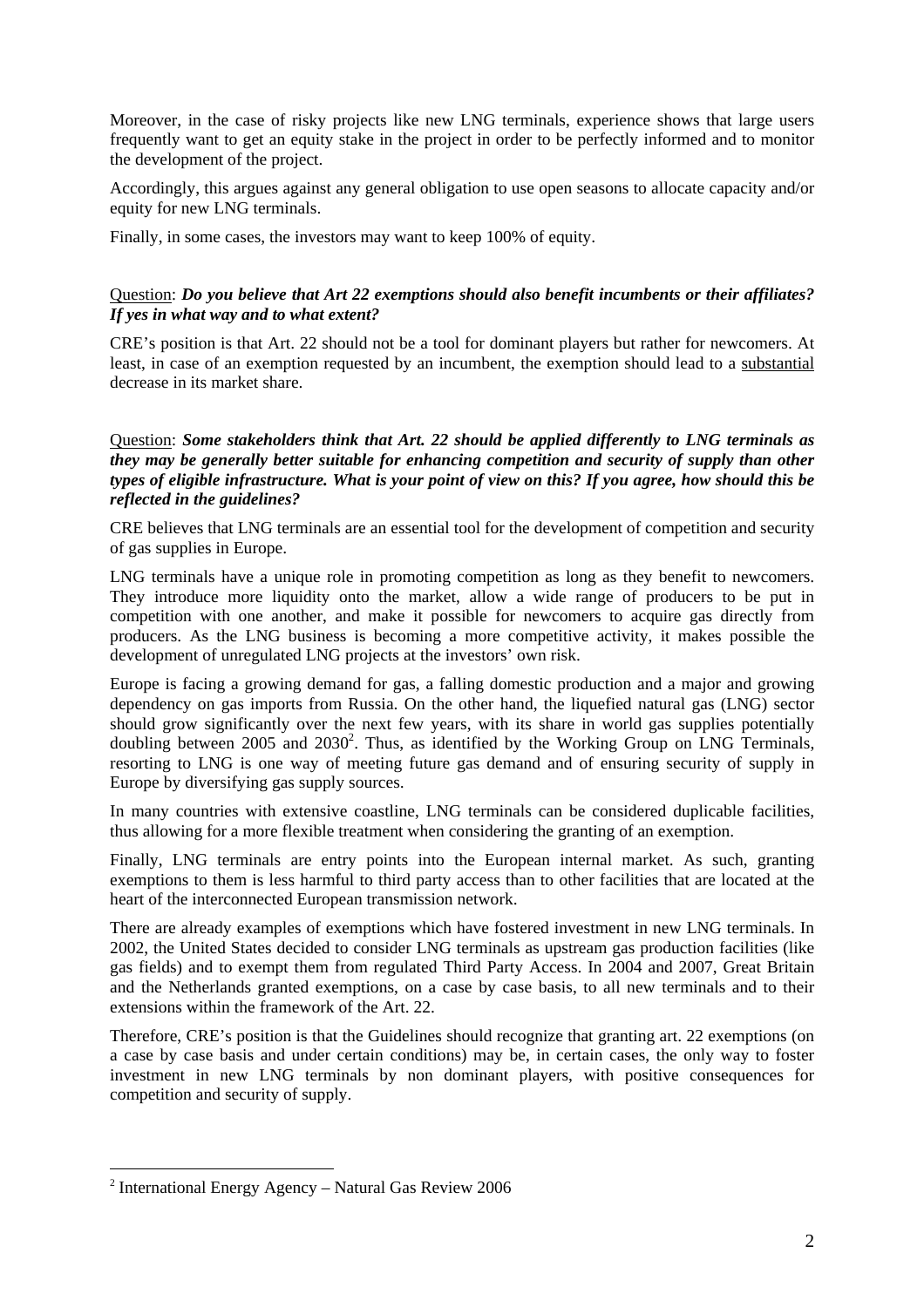Moreover, in the case of risky projects like new LNG terminals, experience shows that large users frequently want to get an equity stake in the project in order to be perfectly informed and to monitor the development of the project.

Accordingly, this argues against any general obligation to use open seasons to allocate capacity and/or equity for new LNG terminals.

Finally, in some cases, the investors may want to keep 100% of equity.

Question: ***Do you believe that Art 22 exemptions should also benefit incumbents or their affiliates? If yes in what way and to what extent?***

CRE's position is that Art. 22 should not be a tool for dominant players but rather for newcomers. At least, in case of an exemption requested by an incumbent, the exemption should lead to a substantial decrease in its market share.

Question: ***Some stakeholders think that Art. 22 should be applied differently to LNG terminals as they may be generally better suitable for enhancing competition and security of supply than other types of eligible infrastructure. What is your point of view on this? If you agree, how should this be reflected in the guidelines?***

CRE believes that LNG terminals are an essential tool for the development of competition and security of gas supplies in Europe.

LNG terminals have a unique role in promoting competition as long as they benefit to newcomers. They introduce more liquidity onto the market, allow a wide range of producers to be put in competition with one another, and make it possible for newcomers to acquire gas directly from producers. As the LNG business is becoming a more competitive activity, it makes possible the development of unregulated LNG projects at the investors' own risk.

Europe is facing a growing demand for gas, a falling domestic production and a major and growing dependency on gas imports from Russia. On the other hand, the liquefied natural gas (LNG) sector should grow significantly over the next few years, with its share in world gas supplies potentially doubling between 2005 and 2030[2]. Thus, as identified by the Working Group on LNG Terminals, resorting to LNG is one way of meeting future gas demand and of ensuring security of supply in Europe by diversifying gas supply sources.

In many countries with extensive coastline, LNG terminals can be considered duplicable facilities, thus allowing for a more flexible treatment when considering the granting of an exemption.

Finally, LNG terminals are entry points into the European internal market. As such, granting exemptions to them is less harmful to third party access than to other facilities that are located at the heart of the interconnected European transmission network.

There are already examples of exemptions which have fostered investment in new LNG terminals. In 2002, the United States decided to consider LNG terminals as upstream gas production facilities (like gas fields) and to exempt them from regulated Third Party Access. In 2004 and 2007, Great Britain and the Netherlands granted exemptions, on a case by case basis, to all new terminals and to their extensions within the framework of the Art. 22.

Therefore, CRE's position is that the Guidelines should recognize that granting art. 22 exemptions (on a case by case basis and under certain conditions) may be, in certain cases, the only way to foster investment in new LNG terminals by non dominant players, with positive consequences for competition and security of supply.

---

[2] International Energy Agency – Natural Gas Review 2006